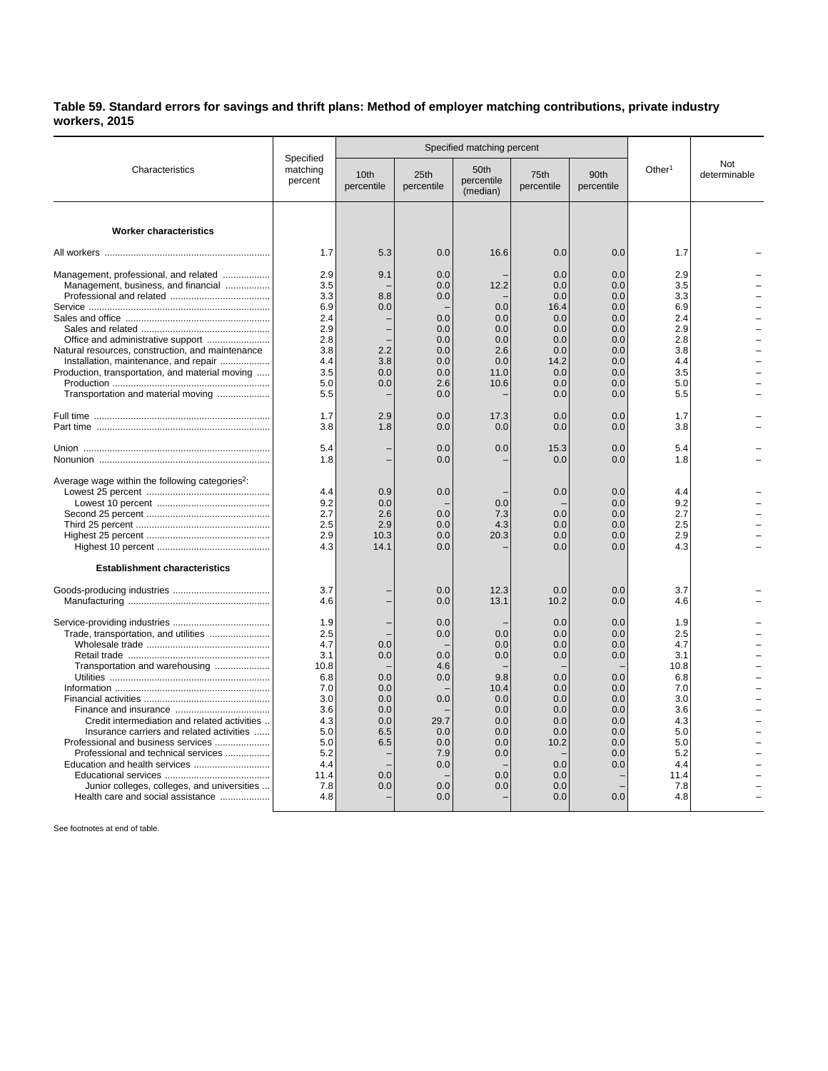### Table 59. Standard errors for savings and thrift plans: Method of employer matching contributions, private industry workers, 2015

| Characteristics | Specified matching percent | Specified matching percent | | | | | Other[1] | Not determinable |
|---|---|---|---|---|---|---|---|---|
| | | 10th percentile | 25th percentile | 50th percentile (median) | 75th percentile | 90th percentile | | |
| **Worker characteristics** | | | | | | | | |
| All workers | 1.7 | 5.3 | 0.0 | 16.6 | 0.0 | 0.0 | 1.7 | – |
| Management, professional, and related | 2.9 | 9.1 | 0.0 | – | 0.0 | 0.0 | 2.9 | – |
| Management, business, and financial | 3.5 | – | 0.0 | 12.2 | 0.0 | 0.0 | 3.5 | – |
| Professional and related | 3.3 | 8.8 | 0.0 | – | 0.0 | 0.0 | 3.3 | – |
| Service | 6.9 | 0.0 | – | 0.0 | 16.4 | 0.0 | 6.9 | – |
| Sales and office | 2.4 | – | 0.0 | 0.0 | 0.0 | 0.0 | 2.4 | – |
| Sales and related | 2.9 | – | 0.0 | 0.0 | 0.0 | 0.0 | 2.9 | – |
| Office and administrative support | 2.8 | – | 0.0 | 0.0 | 0.0 | 0.0 | 2.8 | – |
| Natural resources, construction, and maintenance | 3.8 | 2.2 | 0.0 | 2.6 | 0.0 | 0.0 | 3.8 | – |
| Installation, maintenance, and repair | 4.4 | 3.8 | 0.0 | 0.0 | 14.2 | 0.0 | 4.4 | – |
| Production, transportation, and material moving | 3.5 | 0.0 | 0.0 | 11.0 | 0.0 | 0.0 | 3.5 | – |
| Production | 5.0 | 0.0 | 2.6 | 10.6 | 0.0 | 0.0 | 5.0 | – |
| Transportation and material moving | 5.5 | – | 0.0 | – | 0.0 | 0.0 | 5.5 | – |
| Full time | 1.7 | 2.9 | 0.0 | 17.3 | 0.0 | 0.0 | 1.7 | – |
| Part time | 3.8 | 1.8 | 0.0 | 0.0 | 0.0 | 0.0 | 3.8 | – |
| Union | 5.4 | – | 0.0 | 0.0 | 15.3 | 0.0 | 5.4 | – |
| Nonunion | 1.8 | – | 0.0 | – | 0.0 | 0.0 | 1.8 | – |
| Average wage within the following categories[2]: | | | | | | | | |
| Lowest 25 percent | 4.4 | 0.9 | 0.0 | – | 0.0 | 0.0 | 4.4 | – |
| Lowest 10 percent | 9.2 | 0.0 | – | 0.0 | – | 0.0 | 9.2 | – |
| Second 25 percent | 2.7 | 2.6 | 0.0 | 7.3 | 0.0 | 0.0 | 2.7 | – |
| Third 25 percent | 2.5 | 2.9 | 0.0 | 4.3 | 0.0 | 0.0 | 2.5 | – |
| Highest 25 percent | 2.9 | 10.3 | 0.0 | 20.3 | 0.0 | 0.0 | 2.9 | – |
| Highest 10 percent | 4.3 | 14.1 | 0.0 | – | 0.0 | 0.0 | 4.3 | – |
| **Establishment characteristics** | | | | | | | | |
| Goods-producing industries | 3.7 | – | 0.0 | 12.3 | 0.0 | 0.0 | 3.7 | – |
| Manufacturing | 4.6 | – | 0.0 | 13.1 | 10.2 | 0.0 | 4.6 | – |
| Service-providing industries | 1.9 | – | 0.0 | – | 0.0 | 0.0 | 1.9 | – |
| Trade, transportation, and utilities | 2.5 | – | 0.0 | 0.0 | 0.0 | 0.0 | 2.5 | – |
| Wholesale trade | 4.7 | 0.0 | – | 0.0 | 0.0 | 0.0 | 4.7 | – |
| Retail trade | 3.1 | 0.0 | 0.0 | 0.0 | 0.0 | 0.0 | 3.1 | – |
| Transportation and warehousing | 10.8 | – | 4.6 | – | – | – | 10.8 | – |
| Utilities | 6.8 | 0.0 | 0.0 | 9.8 | 0.0 | 0.0 | 6.8 | – |
| Information | 7.0 | 0.0 | – | 10.4 | 0.0 | 0.0 | 7.0 | – |
| Financial activities | 3.0 | 0.0 | 0.0 | 0.0 | 0.0 | 0.0 | 3.0 | – |
| Finance and insurance | 3.6 | 0.0 | – | 0.0 | 0.0 | 0.0 | 3.6 | – |
| Credit intermediation and related activities | 4.3 | 0.0 | 29.7 | 0.0 | 0.0 | 0.0 | 4.3 | – |
| Insurance carriers and related activities | 5.0 | 6.5 | 0.0 | 0.0 | 0.0 | 0.0 | 5.0 | – |
| Professional and business services | 5.0 | 6.5 | 0.0 | 0.0 | 10.2 | 0.0 | 5.0 | – |
| Professional and technical services | 5.2 | – | 7.9 | 0.0 | – | 0.0 | 5.2 | – |
| Education and health services | 4.4 | – | 0.0 | – | 0.0 | 0.0 | 4.4 | – |
| Educational services | 11.4 | 0.0 | – | 0.0 | 0.0 | – | 11.4 | – |
| Junior colleges, colleges, and universities | 7.8 | 0.0 | 0.0 | 0.0 | 0.0 | – | 7.8 | – |
| Health care and social assistance | 4.8 | – | 0.0 | – | 0.0 | 0.0 | 4.8 | – |

See footnotes at end of table.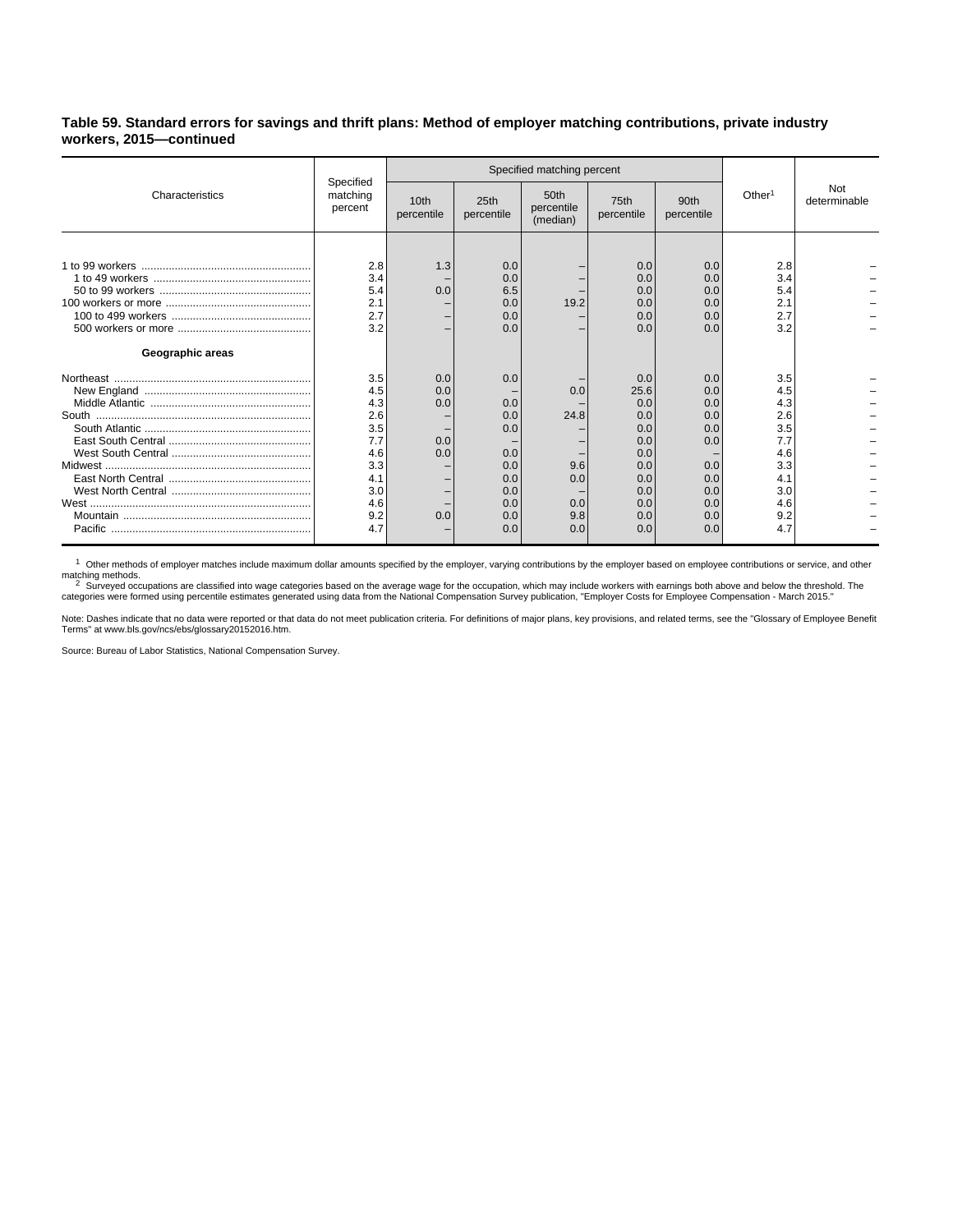## Table 59. Standard errors for savings and thrift plans: Method of employer matching contributions, private industry workers, 2015—continued

| Characteristics | Specified matching percent | Specified matching percent | | | | | Other[1] | Not determinable |
|---|---|---|---|---|---|---|---|---|
| | | 10th percentile | 25th percentile | 50th percentile (median) | 75th percentile | 90th percentile | | |
| 1 to 99 workers | 2.8 | 1.3 | 0.0 | – | 0.0 | 0.0 | 2.8 | – |
| 1 to 49 workers | 3.4 | – | 0.0 | – | 0.0 | 0.0 | 3.4 | – |
| 50 to 99 workers | 5.4 | 0.0 | 6.5 | – | 0.0 | 0.0 | 5.4 | – |
| 100 workers or more | 2.1 | – | 0.0 | 19.2 | 0.0 | 0.0 | 2.1 | – |
| 100 to 499 workers | 2.7 | – | 0.0 | – | 0.0 | 0.0 | 2.7 | – |
| 500 workers or more | 3.2 | – | 0.0 | – | 0.0 | 0.0 | 3.2 | – |
| **Geographic areas** | | | | | | | | |
| Northeast | 3.5 | 0.0 | 0.0 | – | 0.0 | 0.0 | 3.5 | – |
| New England | 4.5 | 0.0 | – | 0.0 | 25.6 | 0.0 | 4.5 | – |
| Middle Atlantic | 4.3 | 0.0 | 0.0 | – | 0.0 | 0.0 | 4.3 | – |
| South | 2.6 | – | 0.0 | 24.8 | 0.0 | 0.0 | 2.6 | – |
| South Atlantic | 3.5 | – | 0.0 | – | 0.0 | 0.0 | 3.5 | – |
| East South Central | 7.7 | 0.0 | – | – | 0.0 | 0.0 | 7.7 | – |
| West South Central | 4.6 | 0.0 | 0.0 | – | 0.0 | – | 4.6 | – |
| Midwest | 3.3 | – | 0.0 | 9.6 | 0.0 | 0.0 | 3.3 | – |
| East North Central | 4.1 | – | 0.0 | 0.0 | 0.0 | 0.0 | 4.1 | – |
| West North Central | 3.0 | – | 0.0 | – | 0.0 | 0.0 | 3.0 | – |
| West | 4.6 | – | 0.0 | 0.0 | 0.0 | 0.0 | 4.6 | – |
| Mountain | 9.2 | 0.0 | 0.0 | 9.8 | 0.0 | 0.0 | 9.2 | – |
| Pacific | 4.7 | – | 0.0 | 0.0 | 0.0 | 0.0 | 4.7 | – |

[1] Other methods of employer matches include maximum dollar amounts specified by the employer, varying contributions by the employer based on employee contributions or service, and other matching methods.
[2] Surveyed occupations are classified into wage categories based on the average wage for the occupation, which may include workers with earnings both above and below the threshold. The categories were formed using percentile estimates generated using data from the National Compensation Survey publication, "Employer Costs for Employee Compensation - March 2015."

Note: Dashes indicate that no data were reported or that data do not meet publication criteria. For definitions of major plans, key provisions, and related terms, see the "Glossary of Employee Benefit Terms" at www.bls.gov/ncs/ebs/glossary20152016.htm.

Source: Bureau of Labor Statistics, National Compensation Survey.